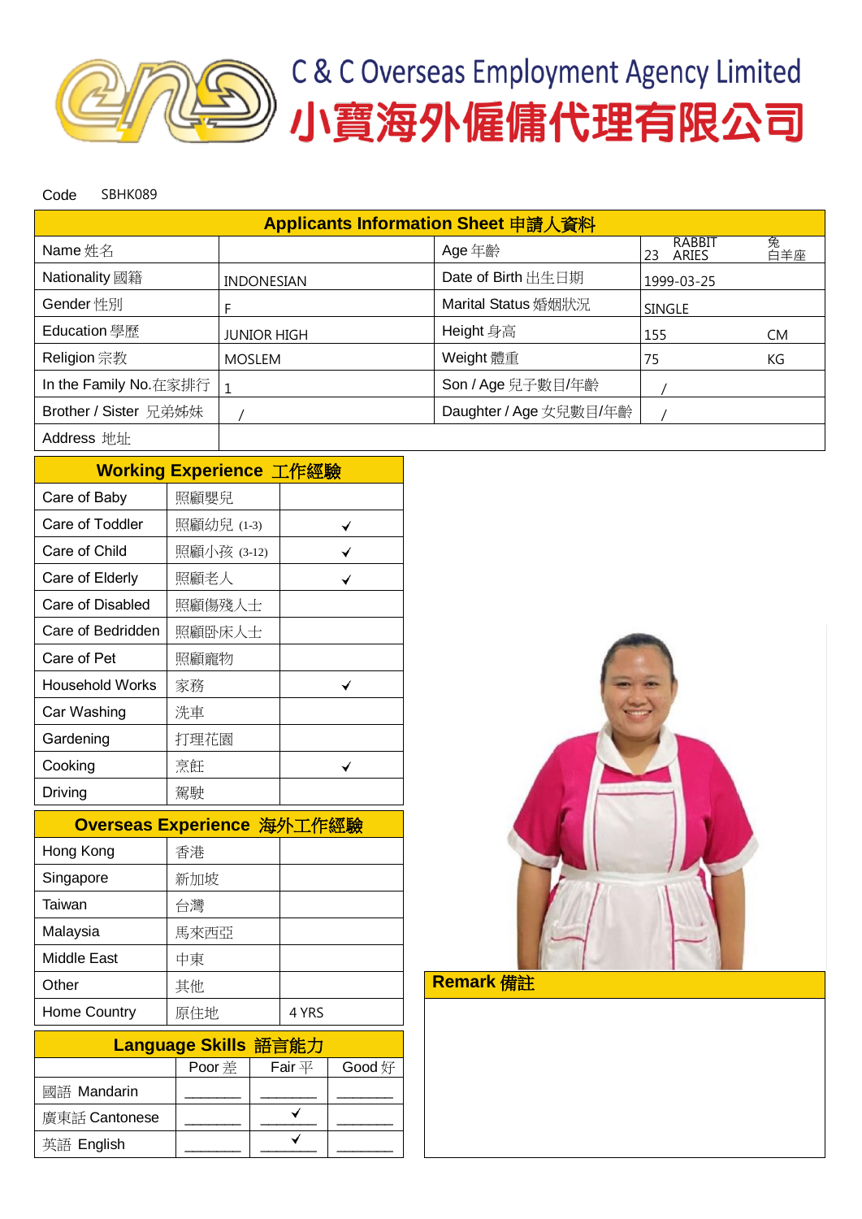# C & C Overseas Employment Agency Limited
# 小寶海外僱傭代理有限公司

Code SBHK089

| Applicants Information Sheet 申請人資料 | | | |
|---|---|---|---|
| Name 姓名 | | Age 年齡 | 23 RABBIT ARIES 兔 白羊座 |
| Nationality 國籍 | INDONESIAN | Date of Birth 出生日期 | 1999-03-25 |
| Gender 性別 | F | Marital Status 婚姻狀況 | SINGLE |
| Education 學歷 | JUNIOR HIGH | Height 身高 | 155 CM |
| Religion 宗教 | MOSLEM | Weight 體重 | 75 KG |
| In the Family No.在家排行 | 1 | Son / Age 兒子數目/年齡 | / |
| Brother / Sister 兄弟姊妹 | / | Daughter / Age 女兒數目/年齡 | / |
| Address 地址 | | | |

| Working Experience 工作經驗 | | |
|---|---|---|
| Care of Baby | 照顧嬰兒 | |
| Care of Toddler | 照顧幼兒 (1-3) | ✓ |
| Care of Child | 照顧小孩 (3-12) | ✓ |
| Care of Elderly | 照顧老人 | ✓ |
| Care of Disabled | 照顧傷殘人士 | |
| Care of Bedridden | 照顧臥床人士 | |
| Care of Pet | 照顧寵物 | |
| Household Works | 家務 | ✓ |
| Car Washing | 洗車 | |
| Gardening | 打理花園 | |
| Cooking | 烹飪 | ✓ |
| Driving | 駕駛 | |

| Overseas Experience 海外工作經驗 | | |
|---|---|---|
| Hong Kong | 香港 | |
| Singapore | 新加坡 | |
| Taiwan | 台灣 | |
| Malaysia | 馬來西亞 | |
| Middle East | 中東 | |
| Other | 其他 | |
| Home Country | 原住地 | 4 YRS |

| Language Skills 語言能力 | Poor 差 | Fair 平 | Good 好 |
|---|---|---|---|
| 國語 Mandarin | | | |
| 廣東話 Cantonese | | ✓ | |
| 英語 English | | ✓ | |

**Remark 備註**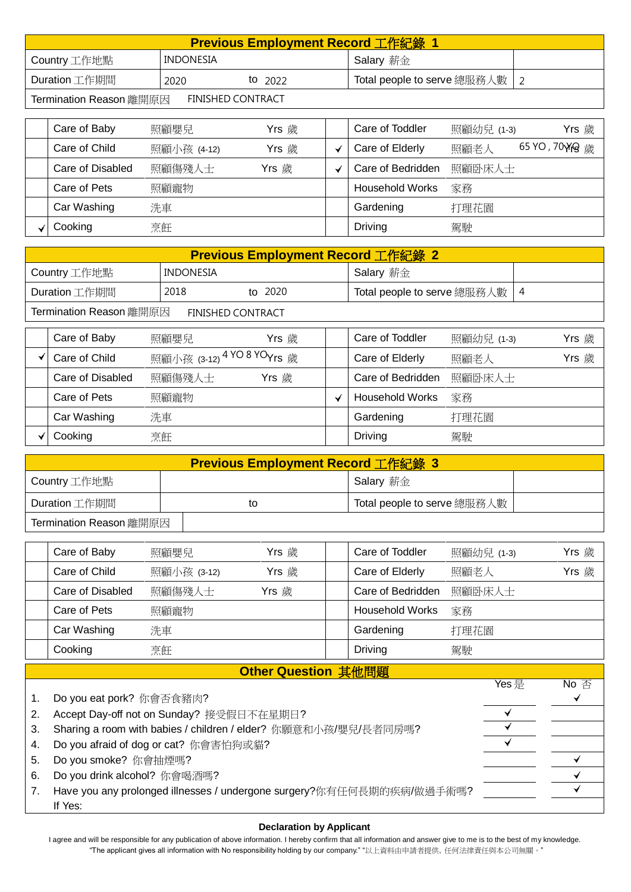## Previous Employment Record 工作紀錄 1

| | | | |
|---|---|---|---|
| Country 工作地點 | INDONESIA | Salary 薪金 | |
| Duration 工作期間 | 2020 to 2022 | Total people to serve 總服務人數 | 2 |
| Termination Reason 離開原因 | FINISHED CONTRACT | | |

| | | | | | | | |
|---|---|---|---|---|---|---|---|
| | Care of Baby | 照顧嬰兒 | Yrs 歲 | | Care of Toddler | 照顧幼兒 (1-3) | Yrs 歲 |
| | Care of Child | 照顧小孩 (4-12) | Yrs 歲 | ✓ | Care of Elderly | 照顧老人 | 65 YO , 70 YO Yrs 歲 |
| | Care of Disabled | 照顧傷殘人士 | Yrs 歲 | ✓ | Care of Bedridden | 照顧卧床人士 | |
| | Care of Pets | 照顧寵物 | | | Household Works | 家務 | |
| | Car Washing | 洗車 | | | Gardening | 打理花園 | |
| ✓ | Cooking | 烹飪 | | | Driving | 駕駛 | |

## Previous Employment Record 工作紀錄 2

| | | | |
|---|---|---|---|
| Country 工作地點 | INDONESIA | Salary 薪金 | |
| Duration 工作期間 | 2018 to 2020 | Total people to serve 總服務人數 | 4 |
| Termination Reason 離開原因 | FINISHED CONTRACT | | |

| | | | | | | | |
|---|---|---|---|---|---|---|---|
| | Care of Baby | 照顧嬰兒 | Yrs 歲 | | Care of Toddler | 照顧幼兒 (1-3) | Yrs 歲 |
| ✓ | Care of Child | 照顧小孩 (3-12) | 4 YO 8 YO Yrs 歲 | | Care of Elderly | 照顧老人 | Yrs 歲 |
| | Care of Disabled | 照顧傷殘人士 | Yrs 歲 | | Care of Bedridden | 照顧卧床人士 | |
| | Care of Pets | 照顧寵物 | | ✓ | Household Works | 家務 | |
| | Car Washing | 洗車 | | | Gardening | 打理花園 | |
| ✓ | Cooking | 烹飪 | | | Driving | 駕駛 | |

## Previous Employment Record 工作紀錄 3

| | | | |
|---|---|---|---|
| Country 工作地點 | | Salary 薪金 | |
| Duration 工作期間 | to | Total people to serve 總服務人數 | |
| Termination Reason 離開原因 | | | |

| | | | | | | | |
|---|---|---|---|---|---|---|---|
| | Care of Baby | 照顧嬰兒 | Yrs 歲 | | Care of Toddler | 照顧幼兒 (1-3) | Yrs 歲 |
| | Care of Child | 照顧小孩 (3-12) | Yrs 歲 | | Care of Elderly | 照顧老人 | Yrs 歲 |
| | Care of Disabled | 照顧傷殘人士 | Yrs 歲 | | Care of Bedridden | 照顧卧床人士 | |
| | Care of Pets | 照顧寵物 | | | Household Works | 家務 | |
| | Car Washing | 洗車 | | | Gardening | 打理花園 | |
| | Cooking | 烹飪 | | | Driving | 駕駛 | |

## Other Question 其他問題

| | | Yes 是 | No 否 |
|---|---|---|---|
| 1. | Do you eat pork? 你會否食豬肉? | | ✓ |
| 2. | Accept Day-off not on Sunday? 接受假日不在星期日? | ✓ | |
| 3. | Sharing a room with babies / children / elder? 你願意和小孩/嬰兒/長者同房嗎? | ✓ | |
| 4. | Do you afraid of dog or cat? 你會害怕狗或貓? | ✓ | |
| 5. | Do you smoke? 你會抽煙嗎? | | ✓ |
| 6. | Do you drink alcohol? 你會喝酒嗎? | | ✓ |
| 7. | Have you any prolonged illnesses / undergone surgery?你有任何長期的疾病/做過手術嗎? If Yes: | | ✓ |

**Declaration by Applicant**

I agree and will be responsible for any publication of above information. I hereby confirm that all information and answer give to me is to the best of my knowledge.
"The applicant gives all information with No responsibility holding by our company." "以上資料由申請者提供, 任何法律責任與本公司無關。"